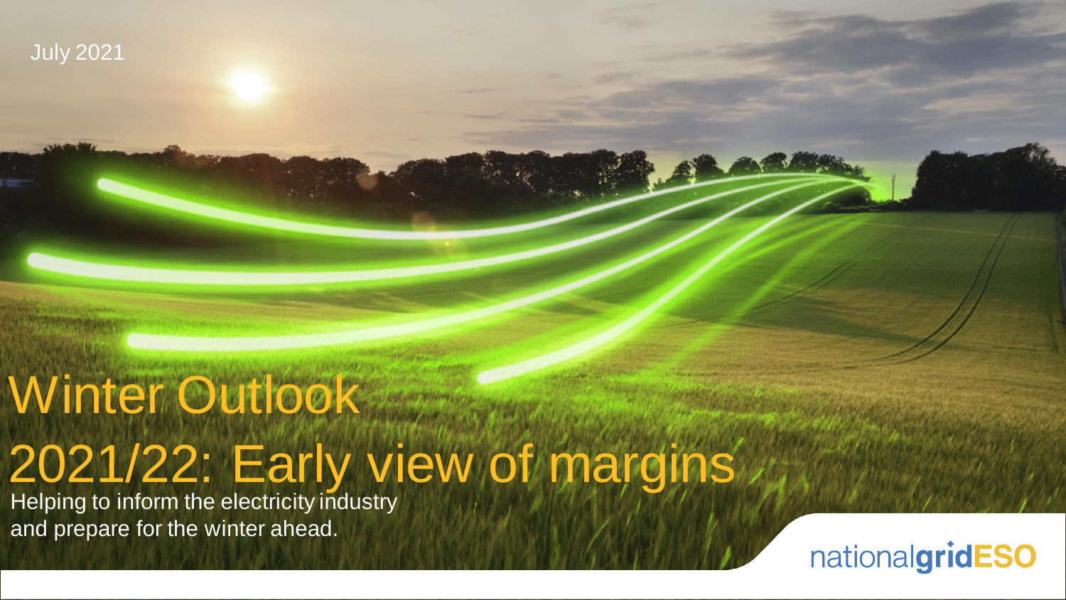July 2021

# Winter Outlook 2021/22: Early view of margins

Helping to inform the electricity industry and prepare for the winter ahead.

nationalgridESO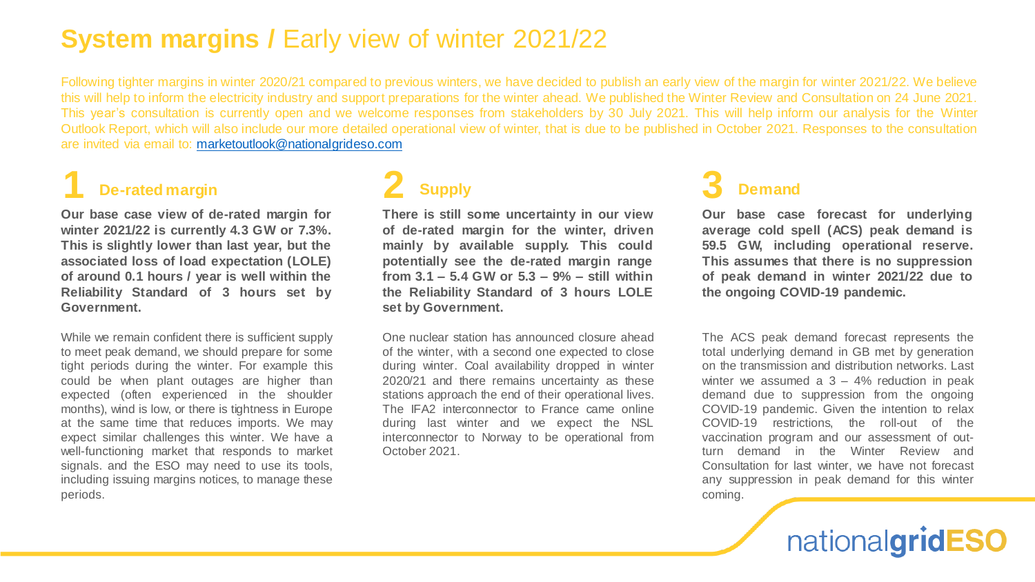# System margins / Early view of winter 2021/22

Following tighter margins in winter 2020/21 compared to previous winters, we have decided to publish an early view of the margin for winter 2021/22. We believe this will help to inform the electricity industry and support preparations for the winter ahead. We published the Winter Review and Consultation on 24 June 2021. This year's consultation is currently open and we welcome responses from stakeholders by 30 July 2021. This will help inform our analysis for the Winter Outlook Report, which will also include our more detailed operational view of winter, that is due to be published in October 2021. Responses to the consultation are invited via email to: marketoutlook@nationalgrideso.com

## 1 De-rated margin

**Our base case view of de-rated margin for winter 2021/22 is currently 4.3 GW or 7.3%. This is slightly lower than last year, but the associated loss of load expectation (LOLE) of around 0.1 hours / year is well within the Reliability Standard of 3 hours set by Government.**

While we remain confident there is sufficient supply to meet peak demand, we should prepare for some tight periods during the winter. For example this could be when plant outages are higher than expected (often experienced in the shoulder months), wind is low, or there is tightness in Europe at the same time that reduces imports. We may expect similar challenges this winter. We have a well-functioning market that responds to market signals. and the ESO may need to use its tools, including issuing margins notices, to manage these periods.

## 2 Supply

**There is still some uncertainty in our view of de-rated margin for the winter, driven mainly by available supply. This could potentially see the de-rated margin range from 3.1 – 5.4 GW or 5.3 – 9% – still within the Reliability Standard of 3 hours LOLE set by Government.**

One nuclear station has announced closure ahead of the winter, with a second one expected to close during winter. Coal availability dropped in winter 2020/21 and there remains uncertainty as these stations approach the end of their operational lives. The IFA2 interconnector to France came online during last winter and we expect the NSL interconnector to Norway to be operational from October 2021.

## 3 Demand

**Our base case forecast for underlying average cold spell (ACS) peak demand is 59.5 GW, including operational reserve. This assumes that there is no suppression of peak demand in winter 2021/22 due to the ongoing COVID-19 pandemic.**

The ACS peak demand forecast represents the total underlying demand in GB met by generation on the transmission and distribution networks. Last winter we assumed a 3 – 4% reduction in peak demand due to suppression from the ongoing COVID-19 pandemic. Given the intention to relax COVID-19 restrictions, the roll-out of the vaccination program and our assessment of out-turn demand in the Winter Review and Consultation for last winter, we have not forecast any suppression in peak demand for this winter coming.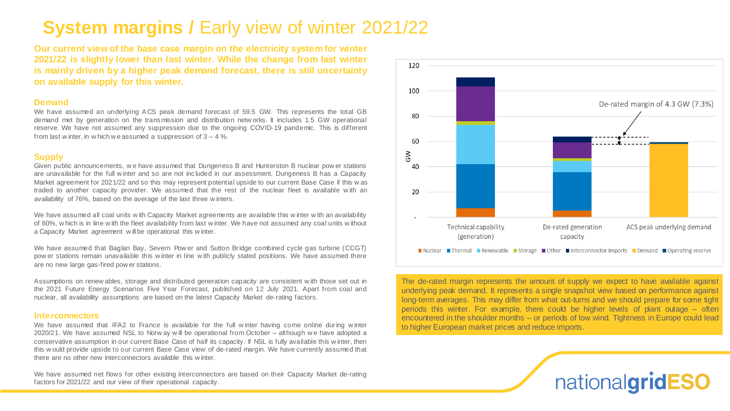# **System margins /** Early view of winter 2021/22

**Our current view of the base case margin on the electricity system for winter 2021/22 is slightly lower than last winter. While the change from last winter is mainly driven by a higher peak demand forecast, there is still uncertainty on available supply for this winter.**

### Demand

We have assumed an underlying ACS peak demand forecast of 59.5 GW. This represents the total GB demand met by generation on the transmission and distribution networks. It includes 1.5 GW operational reserve. We have not assumed any suppression due to the ongoing COVID-19 pandemic. This is different from last winter, in which we assumed a suppression of 3 – 4 %.

### Supply

Given public announcements, we have assumed that Dungeness B and Hunterston B nuclear power stations are unavailable for the full winter and so are not included in our assessment. Dungeness B has a Capacity Market agreement for 2021/22 and so this may represent potential upside to our current Base Case if this was traded to another capacity provider. We assumed that the rest of the nuclear fleet is available with an availability of 76%, based on the average of the last three winters.

We have assumed all coal units with Capacity Market agreements are available this winter with an availability of 60%, which is in line with the fleet availability from last winter. We have not assumed any coal units without a Capacity Market agreement will be operational this winter.

We have assumed that Baglan Bay, Severn Power and Sutton Bridge combined cycle gas turbine (CCGT) power stations remain unavailable this winter in line with publicly stated positions. We have assumed there are no new large gas-fired power stations.

Assumptions on renewables, storage and distributed generation capacity are consistent with those set out in the 2021 Future Energy Scenarios Five Year Forecast, published on 12 July 2021. Apart from coal and nuclear, all availability assumptions are based on the latest Capacity Market de-rating factors.

### Interconnectors

We have assumed that IFA2 to France is available for the full winter having come online during winter 2020/21. We have assumed NSL to Norway will be operational from October – although we have adopted a conservative assumption in our current Base Case of half its capacity. If NSL is fully available this winter, then this would provide upside to our current Base Case view of de-rated margin. We have currently assumed that there are no other new interconnectors available this winter.

We have assumed net flows for other existing interconnectors are based on their Capacity Market de-rating factors for 2021/22 and our view of their operational capacity.

The de-rated margin represents the amount of supply we expect to have available against underlying peak demand. It represents a single snapshot view based on performance against long-term averages. This may differ from what out-turns and we should prepare for some tight periods this winter. For example, there could be higher levels of plant outage – often encountered in the shoulder months – or periods of low wind. Tightness in Europe could lead to higher European market prices and reduce imports.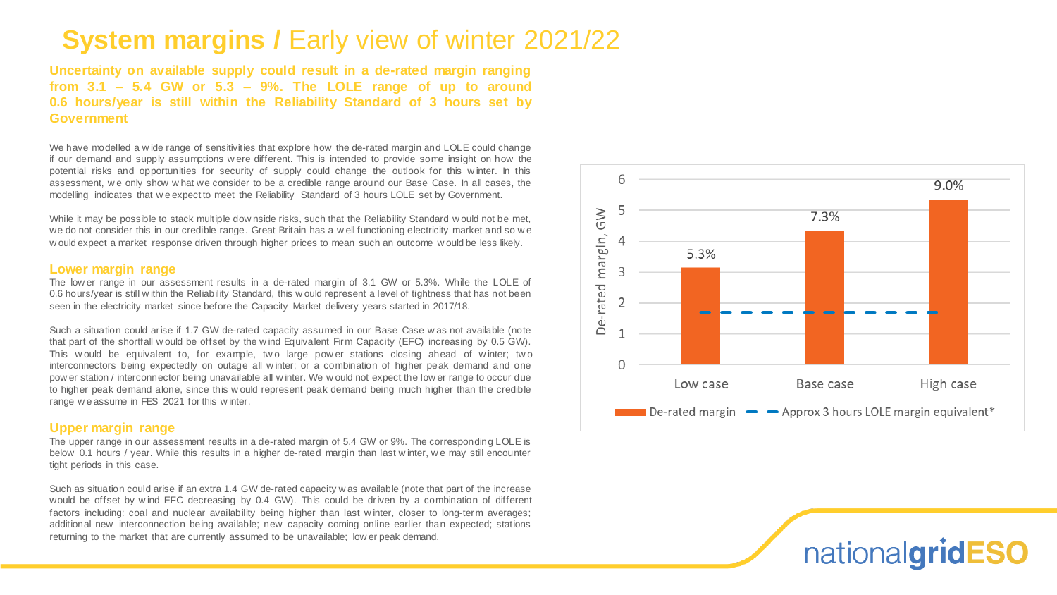# **System margins /** Early view of winter 2021/22

**Uncertainty on available supply could result in a de-rated margin ranging from 3.1 – 5.4 GW or 5.3 – 9%. The LOLE range of up to around 0.6 hours/year is still within the Reliability Standard of 3 hours set by Government**

We have modelled a wide range of sensitivities that explore how the de-rated margin and LOLE could change if our demand and supply assumptions were different. This is intended to provide some insight on how the potential risks and opportunities for security of supply could change the outlook for this winter. In this assessment, we only show what we consider to be a credible range around our Base Case. In all cases, the modelling indicates that we expect to meet the Reliability Standard of 3 hours LOLE set by Government.

While it may be possible to stack multiple downside risks, such that the Reliability Standard would not be met, we do not consider this in our credible range. Great Britain has a well functioning electricity market and so we would expect a market response driven through higher prices to mean such an outcome would be less likely.

### Lower margin range

The lower range in our assessment results in a de-rated margin of 3.1 GW or 5.3%. While the LOLE of 0.6 hours/year is still within the Reliability Standard, this would represent a level of tightness that has not been seen in the electricity market since before the Capacity Market delivery years started in 2017/18.

Such a situation could arise if 1.7 GW de-rated capacity assumed in our Base Case was not available (note that part of the shortfall would be offset by the wind Equivalent Firm Capacity (EFC) increasing by 0.5 GW). This would be equivalent to, for example, two large power stations closing ahead of winter; two interconnectors being expectedly on outage all winter; or a combination of higher peak demand and one power station / interconnector being unavailable all winter. We would not expect the lower range to occur due to higher peak demand alone, since this would represent peak demand being much higher than the credible range we assume in FES 2021 for this winter.

### Upper margin range

The upper range in our assessment results in a de-rated margin of 5.4 GW or 9%. The corresponding LOLE is below 0.1 hours / year. While this results in a higher de-rated margin than last winter, we may still encounter tight periods in this case.

Such as situation could arise if an extra 1.4 GW de-rated capacity was available (note that part of the increase would be offset by wind EFC decreasing by 0.4 GW). This could be driven by a combination of different factors including: coal and nuclear availability being higher than last winter, closer to long-term averages; additional new interconnection being available; new capacity coming online earlier than expected; stations returning to the market that are currently assumed to be unavailable; lower peak demand.

De-rated margin, GW
6
5
4
3
2
1
0
5.3%
7.3%
9.0%
Low case
Base case
High case
De-rated margin
Approx 3 hours LOLE margin equivalent*